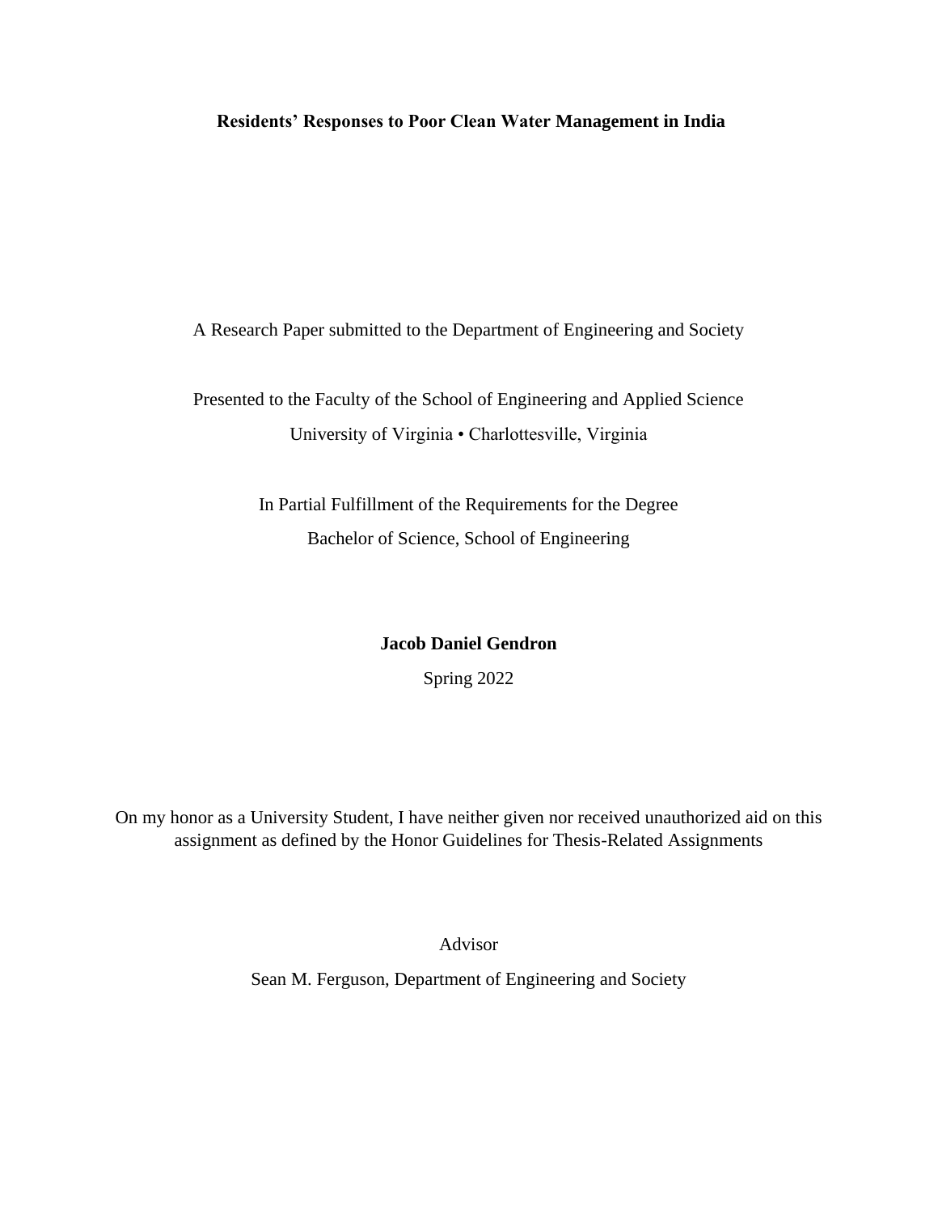# Residents' Responses to Poor Clean Water Management in India

A Research Paper submitted to the Department of Engineering and Society

Presented to the Faculty of the School of Engineering and Applied Science
University of Virginia • Charlottesville, Virginia

In Partial Fulfillment of the Requirements for the Degree
Bachelor of Science, School of Engineering

**Jacob Daniel Gendron**

Spring 2022

On my honor as a University Student, I have neither given nor received unauthorized aid on this assignment as defined by the Honor Guidelines for Thesis-Related Assignments

Advisor

Sean M. Ferguson, Department of Engineering and Society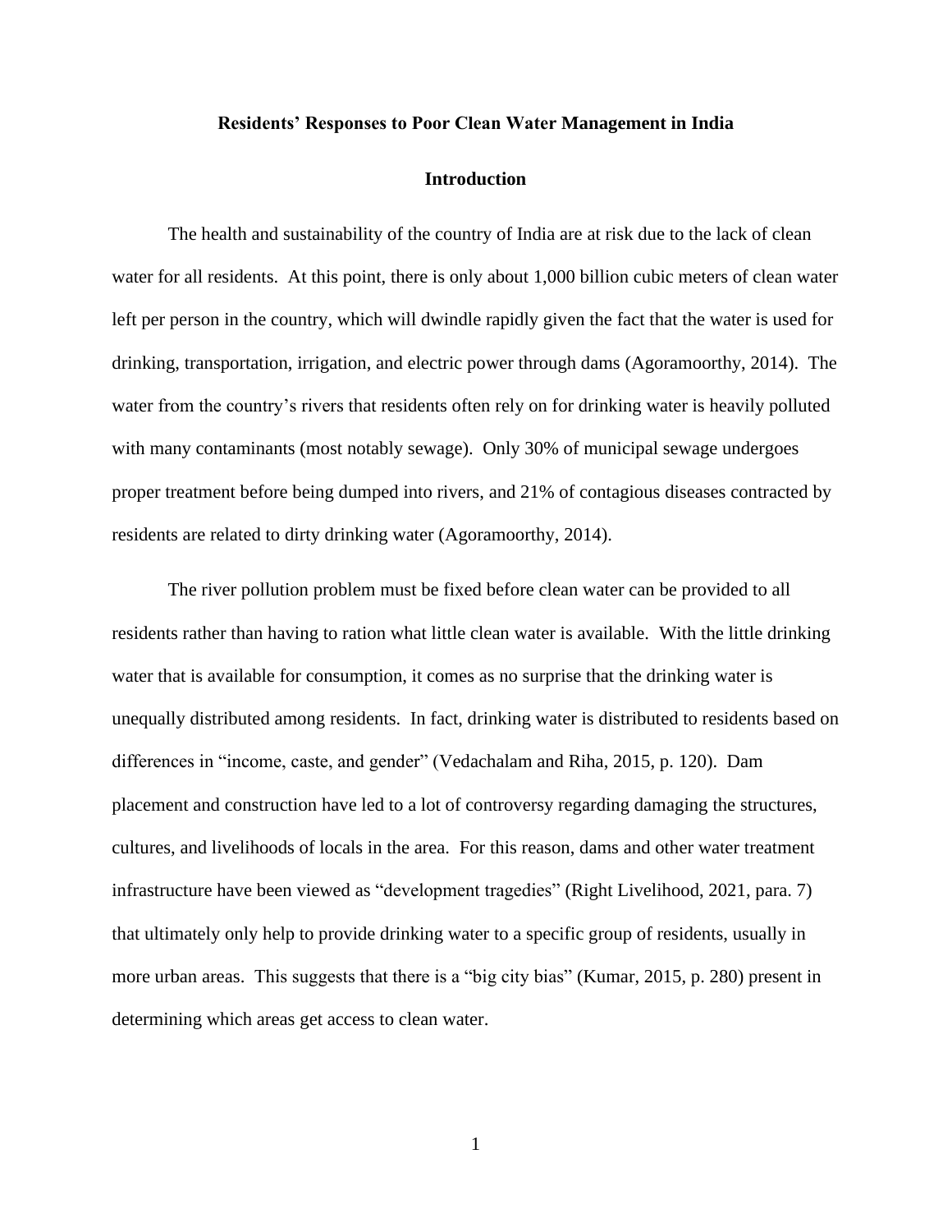# Residents' Responses to Poor Clean Water Management in India

## Introduction

The health and sustainability of the country of India are at risk due to the lack of clean water for all residents. At this point, there is only about 1,000 billion cubic meters of clean water left per person in the country, which will dwindle rapidly given the fact that the water is used for drinking, transportation, irrigation, and electric power through dams (Agoramoorthy, 2014). The water from the country's rivers that residents often rely on for drinking water is heavily polluted with many contaminants (most notably sewage). Only 30% of municipal sewage undergoes proper treatment before being dumped into rivers, and 21% of contagious diseases contracted by residents are related to dirty drinking water (Agoramoorthy, 2014).

The river pollution problem must be fixed before clean water can be provided to all residents rather than having to ration what little clean water is available. With the little drinking water that is available for consumption, it comes as no surprise that the drinking water is unequally distributed among residents. In fact, drinking water is distributed to residents based on differences in "income, caste, and gender" (Vedachalam and Riha, 2015, p. 120). Dam placement and construction have led to a lot of controversy regarding damaging the structures, cultures, and livelihoods of locals in the area. For this reason, dams and other water treatment infrastructure have been viewed as "development tragedies" (Right Livelihood, 2021, para. 7) that ultimately only help to provide drinking water to a specific group of residents, usually in more urban areas. This suggests that there is a "big city bias" (Kumar, 2015, p. 280) present in determining which areas get access to clean water.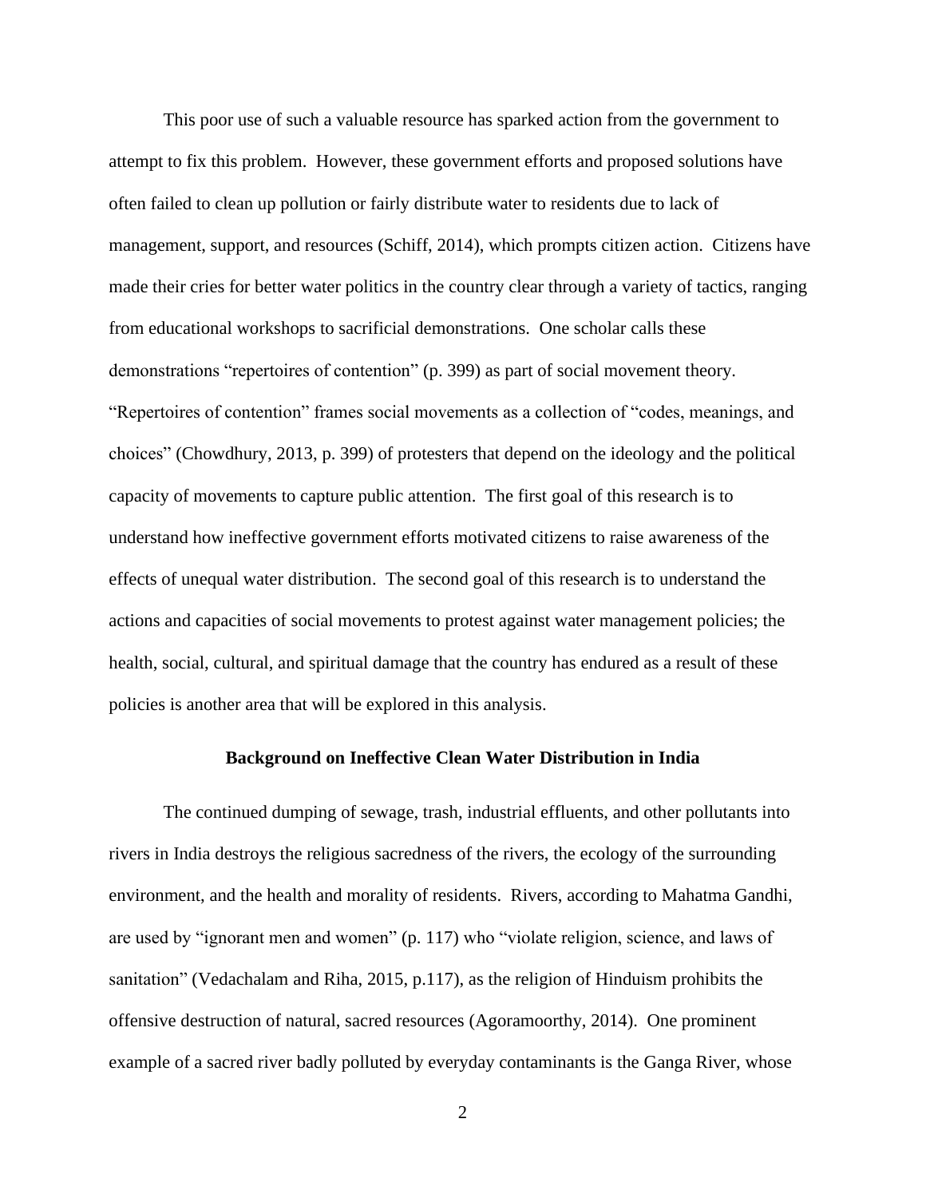This poor use of such a valuable resource has sparked action from the government to attempt to fix this problem. However, these government efforts and proposed solutions have often failed to clean up pollution or fairly distribute water to residents due to lack of management, support, and resources (Schiff, 2014), which prompts citizen action. Citizens have made their cries for better water politics in the country clear through a variety of tactics, ranging from educational workshops to sacrificial demonstrations. One scholar calls these demonstrations "repertoires of contention" (p. 399) as part of social movement theory. "Repertoires of contention" frames social movements as a collection of "codes, meanings, and choices" (Chowdhury, 2013, p. 399) of protesters that depend on the ideology and the political capacity of movements to capture public attention. The first goal of this research is to understand how ineffective government efforts motivated citizens to raise awareness of the effects of unequal water distribution. The second goal of this research is to understand the actions and capacities of social movements to protest against water management policies; the health, social, cultural, and spiritual damage that the country has endured as a result of these policies is another area that will be explored in this analysis.

## Background on Ineffective Clean Water Distribution in India

The continued dumping of sewage, trash, industrial effluents, and other pollutants into rivers in India destroys the religious sacredness of the rivers, the ecology of the surrounding environment, and the health and morality of residents. Rivers, according to Mahatma Gandhi, are used by "ignorant men and women" (p. 117) who "violate religion, science, and laws of sanitation" (Vedachalam and Riha, 2015, p.117), as the religion of Hinduism prohibits the offensive destruction of natural, sacred resources (Agoramoorthy, 2014). One prominent example of a sacred river badly polluted by everyday contaminants is the Ganga River, whose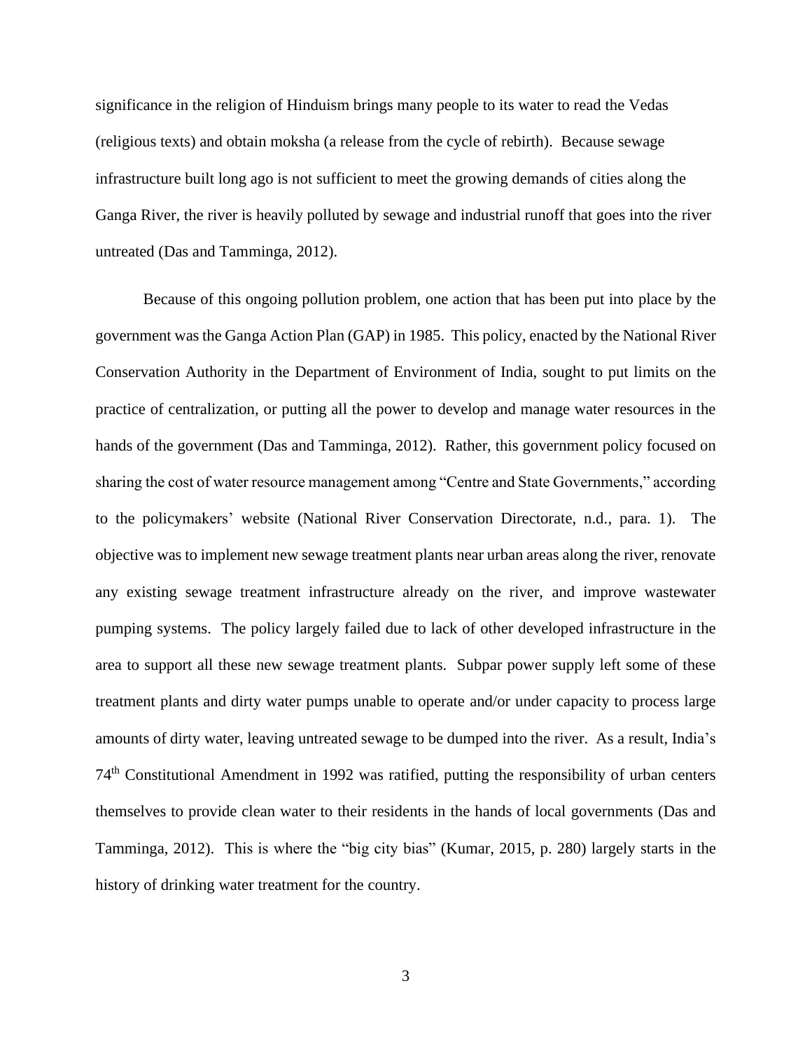significance in the religion of Hinduism brings many people to its water to read the Vedas (religious texts) and obtain moksha (a release from the cycle of rebirth). Because sewage infrastructure built long ago is not sufficient to meet the growing demands of cities along the Ganga River, the river is heavily polluted by sewage and industrial runoff that goes into the river untreated (Das and Tamminga, 2012).

Because of this ongoing pollution problem, one action that has been put into place by the government was the Ganga Action Plan (GAP) in 1985. This policy, enacted by the National River Conservation Authority in the Department of Environment of India, sought to put limits on the practice of centralization, or putting all the power to develop and manage water resources in the hands of the government (Das and Tamminga, 2012). Rather, this government policy focused on sharing the cost of water resource management among "Centre and State Governments," according to the policymakers' website (National River Conservation Directorate, n.d., para. 1). The objective was to implement new sewage treatment plants near urban areas along the river, renovate any existing sewage treatment infrastructure already on the river, and improve wastewater pumping systems. The policy largely failed due to lack of other developed infrastructure in the area to support all these new sewage treatment plants. Subpar power supply left some of these treatment plants and dirty water pumps unable to operate and/or under capacity to process large amounts of dirty water, leaving untreated sewage to be dumped into the river. As a result, India's 74th Constitutional Amendment in 1992 was ratified, putting the responsibility of urban centers themselves to provide clean water to their residents in the hands of local governments (Das and Tamminga, 2012). This is where the "big city bias" (Kumar, 2015, p. 280) largely starts in the history of drinking water treatment for the country.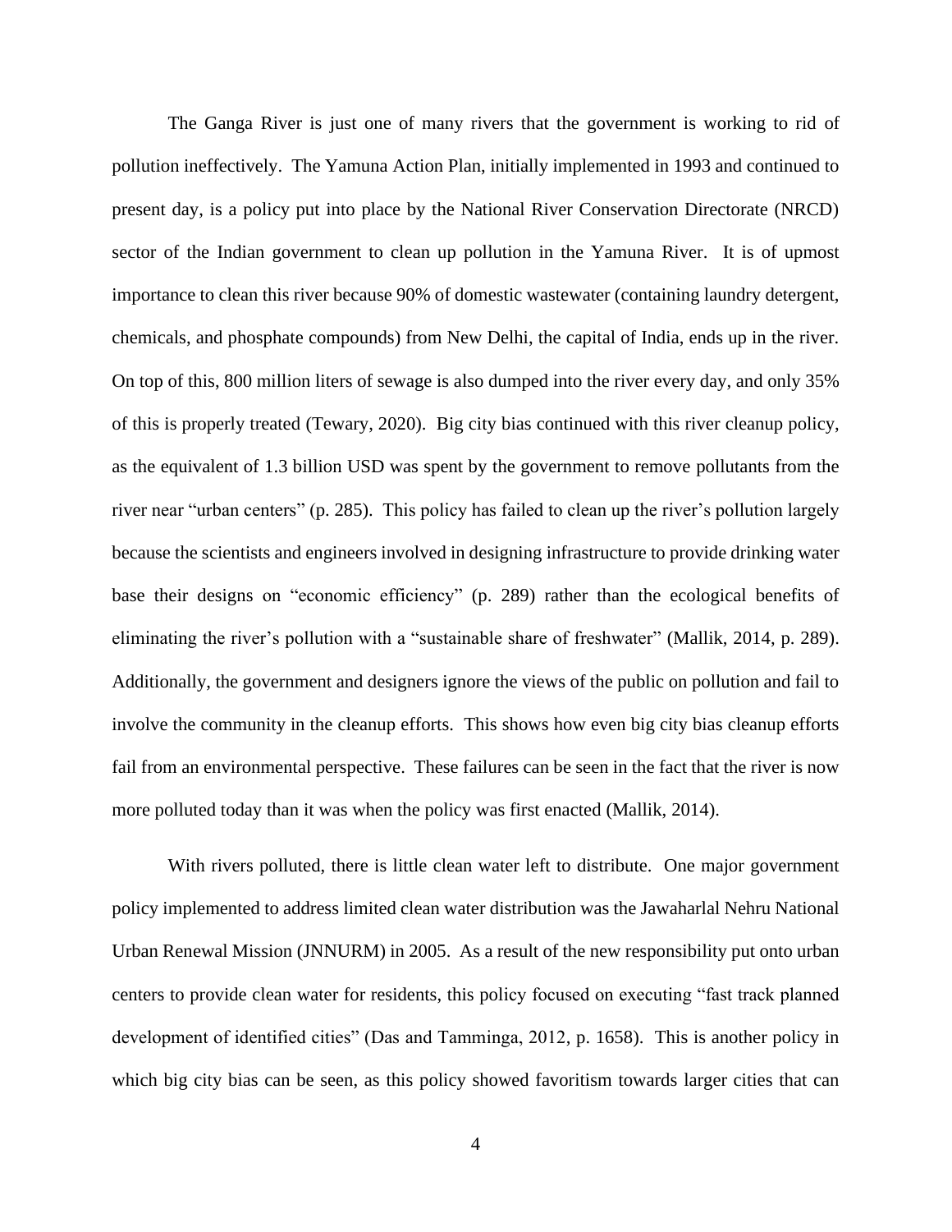The Ganga River is just one of many rivers that the government is working to rid of pollution ineffectively. The Yamuna Action Plan, initially implemented in 1993 and continued to present day, is a policy put into place by the National River Conservation Directorate (NRCD) sector of the Indian government to clean up pollution in the Yamuna River. It is of upmost importance to clean this river because 90% of domestic wastewater (containing laundry detergent, chemicals, and phosphate compounds) from New Delhi, the capital of India, ends up in the river. On top of this, 800 million liters of sewage is also dumped into the river every day, and only 35% of this is properly treated (Tewary, 2020). Big city bias continued with this river cleanup policy, as the equivalent of 1.3 billion USD was spent by the government to remove pollutants from the river near "urban centers" (p. 285). This policy has failed to clean up the river's pollution largely because the scientists and engineers involved in designing infrastructure to provide drinking water base their designs on "economic efficiency" (p. 289) rather than the ecological benefits of eliminating the river's pollution with a "sustainable share of freshwater" (Mallik, 2014, p. 289). Additionally, the government and designers ignore the views of the public on pollution and fail to involve the community in the cleanup efforts. This shows how even big city bias cleanup efforts fail from an environmental perspective. These failures can be seen in the fact that the river is now more polluted today than it was when the policy was first enacted (Mallik, 2014).

With rivers polluted, there is little clean water left to distribute. One major government policy implemented to address limited clean water distribution was the Jawaharlal Nehru National Urban Renewal Mission (JNNURM) in 2005. As a result of the new responsibility put onto urban centers to provide clean water for residents, this policy focused on executing "fast track planned development of identified cities" (Das and Tamminga, 2012, p. 1658). This is another policy in which big city bias can be seen, as this policy showed favoritism towards larger cities that can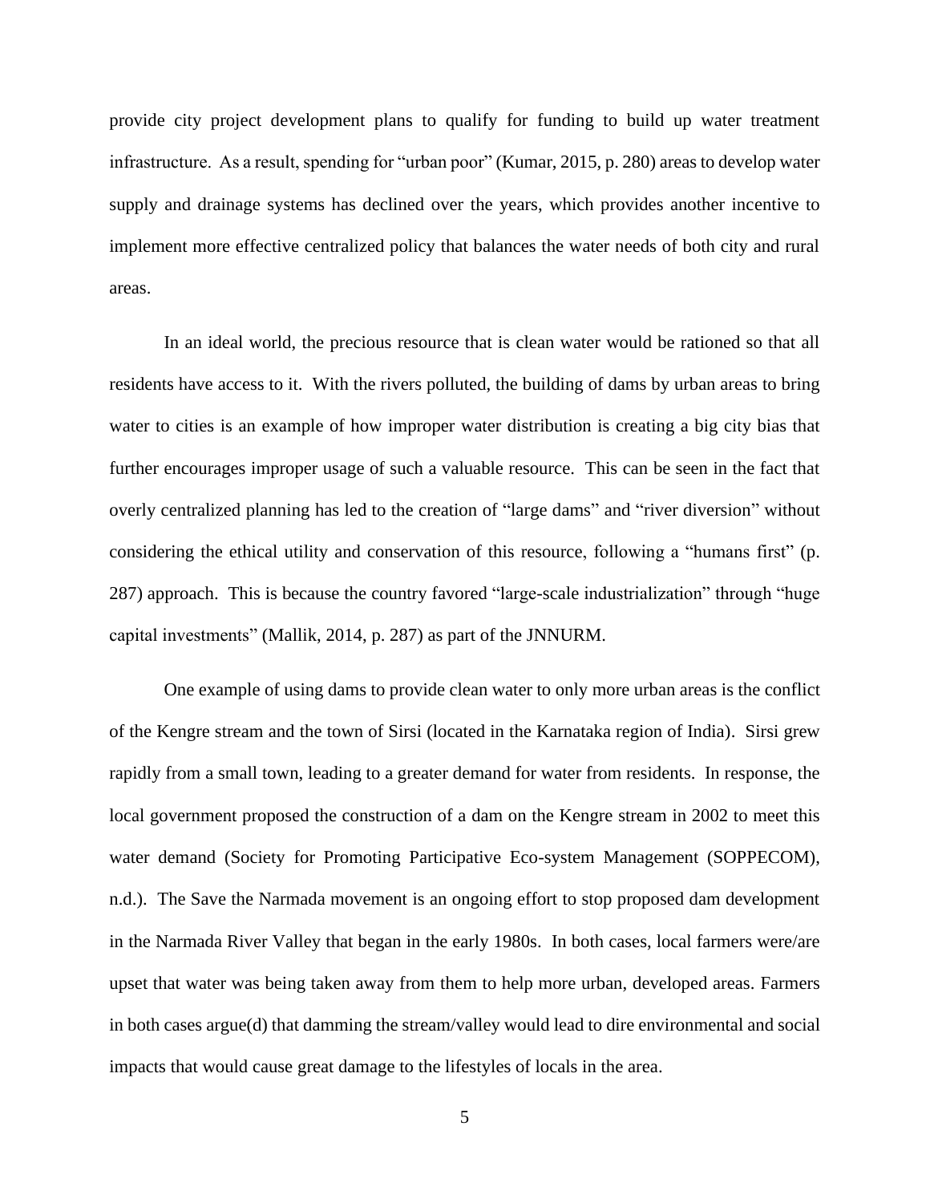provide city project development plans to qualify for funding to build up water treatment infrastructure. As a result, spending for "urban poor" (Kumar, 2015, p. 280) areas to develop water supply and drainage systems has declined over the years, which provides another incentive to implement more effective centralized policy that balances the water needs of both city and rural areas.

In an ideal world, the precious resource that is clean water would be rationed so that all residents have access to it. With the rivers polluted, the building of dams by urban areas to bring water to cities is an example of how improper water distribution is creating a big city bias that further encourages improper usage of such a valuable resource. This can be seen in the fact that overly centralized planning has led to the creation of "large dams" and "river diversion" without considering the ethical utility and conservation of this resource, following a "humans first" (p. 287) approach. This is because the country favored "large-scale industrialization" through "huge capital investments" (Mallik, 2014, p. 287) as part of the JNNURM.

One example of using dams to provide clean water to only more urban areas is the conflict of the Kengre stream and the town of Sirsi (located in the Karnataka region of India). Sirsi grew rapidly from a small town, leading to a greater demand for water from residents. In response, the local government proposed the construction of a dam on the Kengre stream in 2002 to meet this water demand (Society for Promoting Participative Eco-system Management (SOPPECOM), n.d.). The Save the Narmada movement is an ongoing effort to stop proposed dam development in the Narmada River Valley that began in the early 1980s. In both cases, local farmers were/are upset that water was being taken away from them to help more urban, developed areas. Farmers in both cases argue(d) that damming the stream/valley would lead to dire environmental and social impacts that would cause great damage to the lifestyles of locals in the area.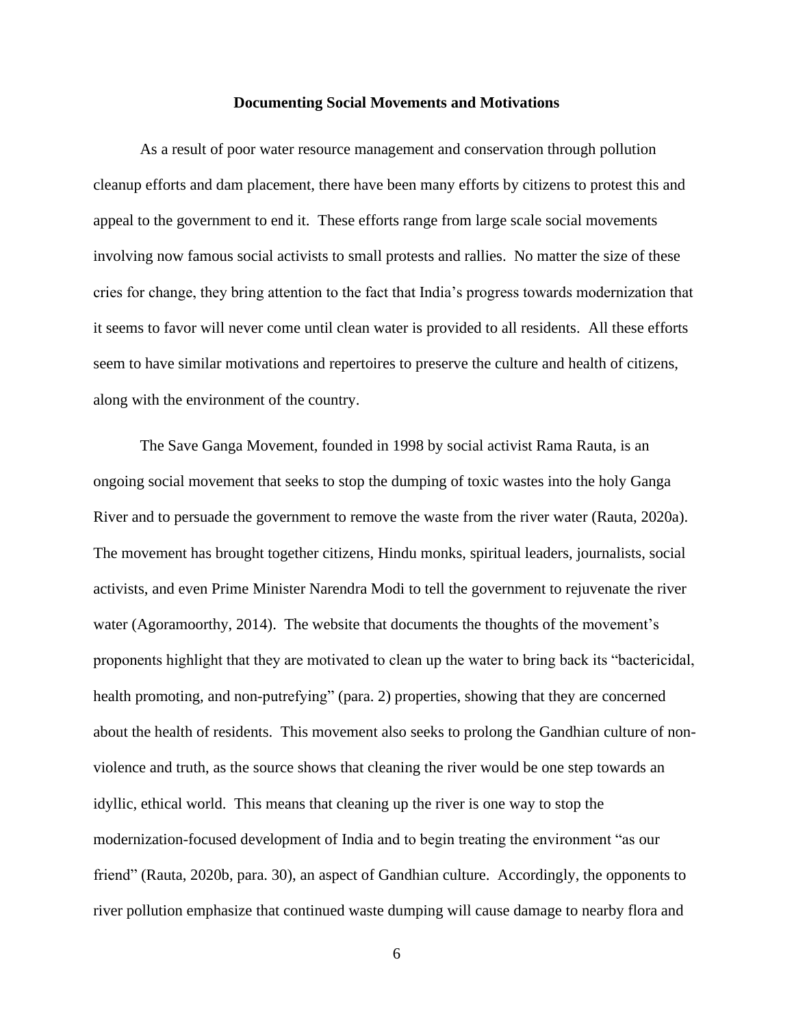## Documenting Social Movements and Motivations

As a result of poor water resource management and conservation through pollution cleanup efforts and dam placement, there have been many efforts by citizens to protest this and appeal to the government to end it. These efforts range from large scale social movements involving now famous social activists to small protests and rallies. No matter the size of these cries for change, they bring attention to the fact that India's progress towards modernization that it seems to favor will never come until clean water is provided to all residents. All these efforts seem to have similar motivations and repertoires to preserve the culture and health of citizens, along with the environment of the country.

The Save Ganga Movement, founded in 1998 by social activist Rama Rauta, is an ongoing social movement that seeks to stop the dumping of toxic wastes into the holy Ganga River and to persuade the government to remove the waste from the river water (Rauta, 2020a). The movement has brought together citizens, Hindu monks, spiritual leaders, journalists, social activists, and even Prime Minister Narendra Modi to tell the government to rejuvenate the river water (Agoramoorthy, 2014). The website that documents the thoughts of the movement's proponents highlight that they are motivated to clean up the water to bring back its "bactericidal, health promoting, and non-putrefying" (para. 2) properties, showing that they are concerned about the health of residents. This movement also seeks to prolong the Gandhian culture of non-violence and truth, as the source shows that cleaning the river would be one step towards an idyllic, ethical world. This means that cleaning up the river is one way to stop the modernization-focused development of India and to begin treating the environment "as our friend" (Rauta, 2020b, para. 30), an aspect of Gandhian culture. Accordingly, the opponents to river pollution emphasize that continued waste dumping will cause damage to nearby flora and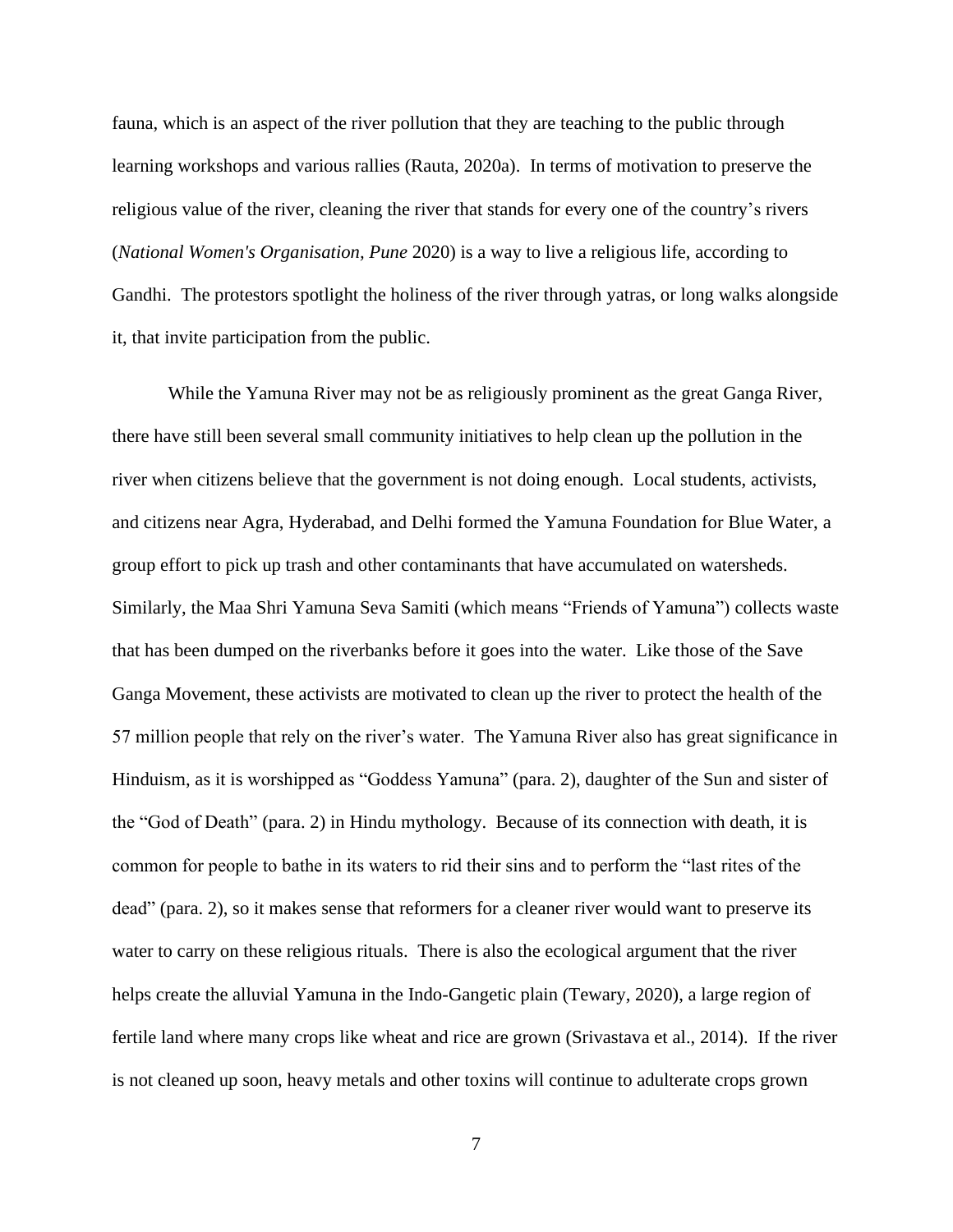fauna, which is an aspect of the river pollution that they are teaching to the public through learning workshops and various rallies (Rauta, 2020a). In terms of motivation to preserve the religious value of the river, cleaning the river that stands for every one of the country's rivers (*National Women's Organisation, Pune* 2020) is a way to live a religious life, according to Gandhi. The protestors spotlight the holiness of the river through yatras, or long walks alongside it, that invite participation from the public.

While the Yamuna River may not be as religiously prominent as the great Ganga River, there have still been several small community initiatives to help clean up the pollution in the river when citizens believe that the government is not doing enough. Local students, activists, and citizens near Agra, Hyderabad, and Delhi formed the Yamuna Foundation for Blue Water, a group effort to pick up trash and other contaminants that have accumulated on watersheds. Similarly, the Maa Shri Yamuna Seva Samiti (which means "Friends of Yamuna") collects waste that has been dumped on the riverbanks before it goes into the water. Like those of the Save Ganga Movement, these activists are motivated to clean up the river to protect the health of the 57 million people that rely on the river's water. The Yamuna River also has great significance in Hinduism, as it is worshipped as "Goddess Yamuna" (para. 2), daughter of the Sun and sister of the "God of Death" (para. 2) in Hindu mythology. Because of its connection with death, it is common for people to bathe in its waters to rid their sins and to perform the "last rites of the dead" (para. 2), so it makes sense that reformers for a cleaner river would want to preserve its water to carry on these religious rituals. There is also the ecological argument that the river helps create the alluvial Yamuna in the Indo-Gangetic plain (Tewary, 2020), a large region of fertile land where many crops like wheat and rice are grown (Srivastava et al., 2014). If the river is not cleaned up soon, heavy metals and other toxins will continue to adulterate crops grown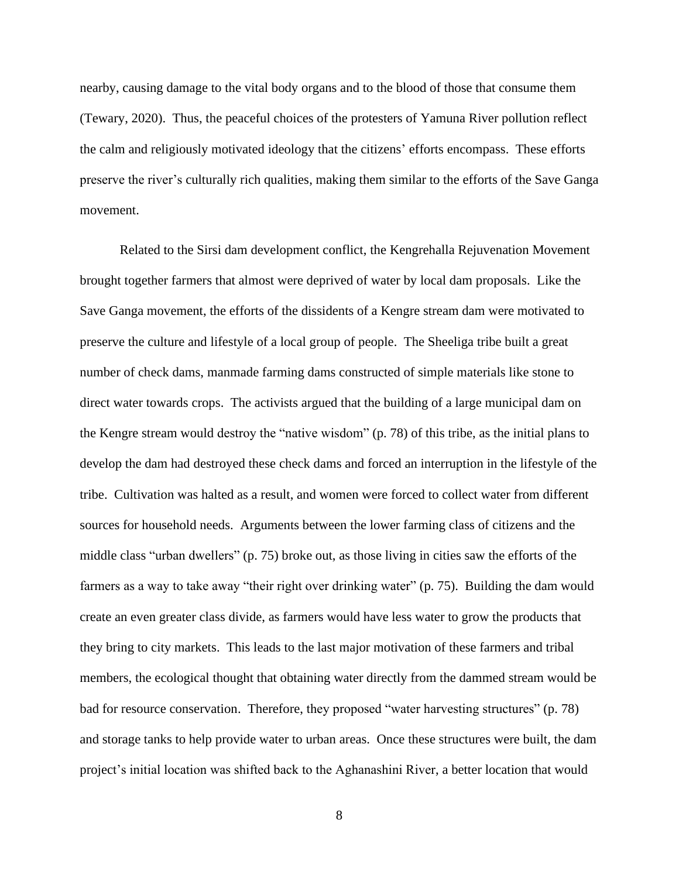nearby, causing damage to the vital body organs and to the blood of those that consume them (Tewary, 2020). Thus, the peaceful choices of the protesters of Yamuna River pollution reflect the calm and religiously motivated ideology that the citizens' efforts encompass. These efforts preserve the river's culturally rich qualities, making them similar to the efforts of the Save Ganga movement.

Related to the Sirsi dam development conflict, the Kengrehalla Rejuvenation Movement brought together farmers that almost were deprived of water by local dam proposals. Like the Save Ganga movement, the efforts of the dissidents of a Kengre stream dam were motivated to preserve the culture and lifestyle of a local group of people. The Sheeliga tribe built a great number of check dams, manmade farming dams constructed of simple materials like stone to direct water towards crops. The activists argued that the building of a large municipal dam on the Kengre stream would destroy the "native wisdom" (p. 78) of this tribe, as the initial plans to develop the dam had destroyed these check dams and forced an interruption in the lifestyle of the tribe. Cultivation was halted as a result, and women were forced to collect water from different sources for household needs. Arguments between the lower farming class of citizens and the middle class "urban dwellers" (p. 75) broke out, as those living in cities saw the efforts of the farmers as a way to take away "their right over drinking water" (p. 75). Building the dam would create an even greater class divide, as farmers would have less water to grow the products that they bring to city markets. This leads to the last major motivation of these farmers and tribal members, the ecological thought that obtaining water directly from the dammed stream would be bad for resource conservation. Therefore, they proposed "water harvesting structures" (p. 78) and storage tanks to help provide water to urban areas. Once these structures were built, the dam project's initial location was shifted back to the Aghanashini River, a better location that would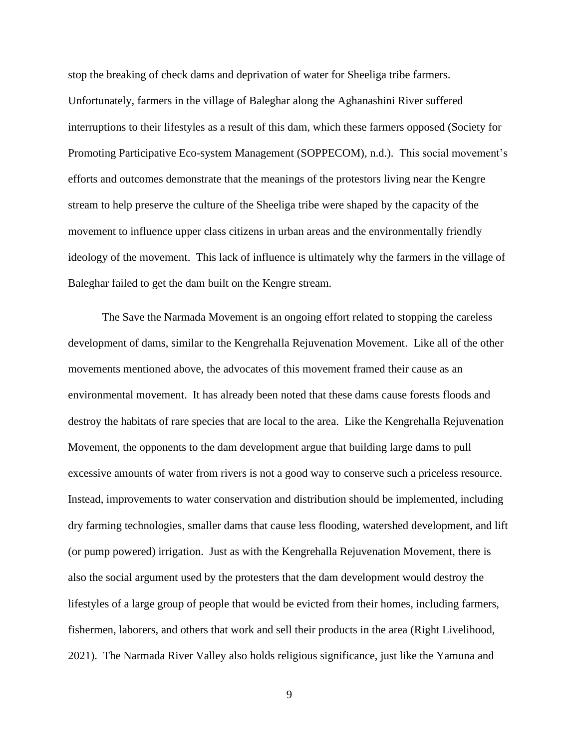stop the breaking of check dams and deprivation of water for Sheeliga tribe farmers. Unfortunately, farmers in the village of Baleghar along the Aghanashini River suffered interruptions to their lifestyles as a result of this dam, which these farmers opposed (Society for Promoting Participative Eco-system Management (SOPPECOM), n.d.). This social movement's efforts and outcomes demonstrate that the meanings of the protestors living near the Kengre stream to help preserve the culture of the Sheeliga tribe were shaped by the capacity of the movement to influence upper class citizens in urban areas and the environmentally friendly ideology of the movement. This lack of influence is ultimately why the farmers in the village of Baleghar failed to get the dam built on the Kengre stream.

The Save the Narmada Movement is an ongoing effort related to stopping the careless development of dams, similar to the Kengrehalla Rejuvenation Movement. Like all of the other movements mentioned above, the advocates of this movement framed their cause as an environmental movement. It has already been noted that these dams cause forests floods and destroy the habitats of rare species that are local to the area. Like the Kengrehalla Rejuvenation Movement, the opponents to the dam development argue that building large dams to pull excessive amounts of water from rivers is not a good way to conserve such a priceless resource. Instead, improvements to water conservation and distribution should be implemented, including dry farming technologies, smaller dams that cause less flooding, watershed development, and lift (or pump powered) irrigation. Just as with the Kengrehalla Rejuvenation Movement, there is also the social argument used by the protesters that the dam development would destroy the lifestyles of a large group of people that would be evicted from their homes, including farmers, fishermen, laborers, and others that work and sell their products in the area (Right Livelihood, 2021). The Narmada River Valley also holds religious significance, just like the Yamuna and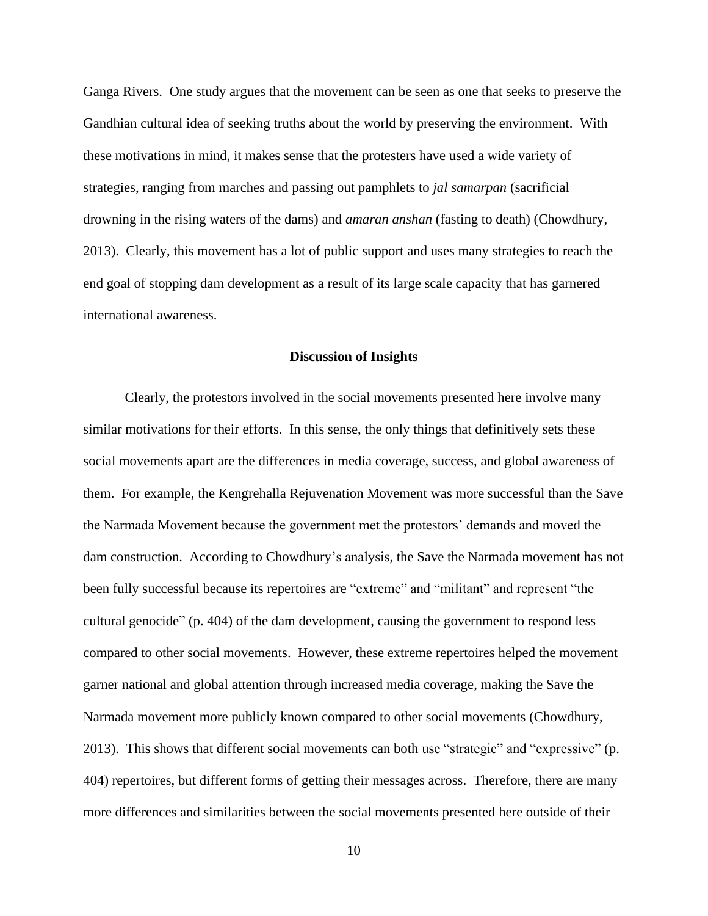Ganga Rivers.  One study argues that the movement can be seen as one that seeks to preserve the Gandhian cultural idea of seeking truths about the world by preserving the environment.  With these motivations in mind, it makes sense that the protesters have used a wide variety of strategies, ranging from marches and passing out pamphlets to *jal samarpan* (sacrificial drowning in the rising waters of the dams) and *amaran anshan* (fasting to death) (Chowdhury, 2013).  Clearly, this movement has a lot of public support and uses many strategies to reach the end goal of stopping dam development as a result of its large scale capacity that has garnered international awareness.

## Discussion of Insights

Clearly, the protestors involved in the social movements presented here involve many similar motivations for their efforts.  In this sense, the only things that definitively sets these social movements apart are the differences in media coverage, success, and global awareness of them.  For example, the Kengrehalla Rejuvenation Movement was more successful than the Save the Narmada Movement because the government met the protestors' demands and moved the dam construction.  According to Chowdhury's analysis, the Save the Narmada movement has not been fully successful because its repertoires are "extreme" and "militant" and represent "the cultural genocide" (p. 404) of the dam development, causing the government to respond less compared to other social movements.  However, these extreme repertoires helped the movement garner national and global attention through increased media coverage, making the Save the Narmada movement more publicly known compared to other social movements (Chowdhury, 2013).  This shows that different social movements can both use "strategic" and "expressive" (p. 404) repertoires, but different forms of getting their messages across.  Therefore, there are many more differences and similarities between the social movements presented here outside of their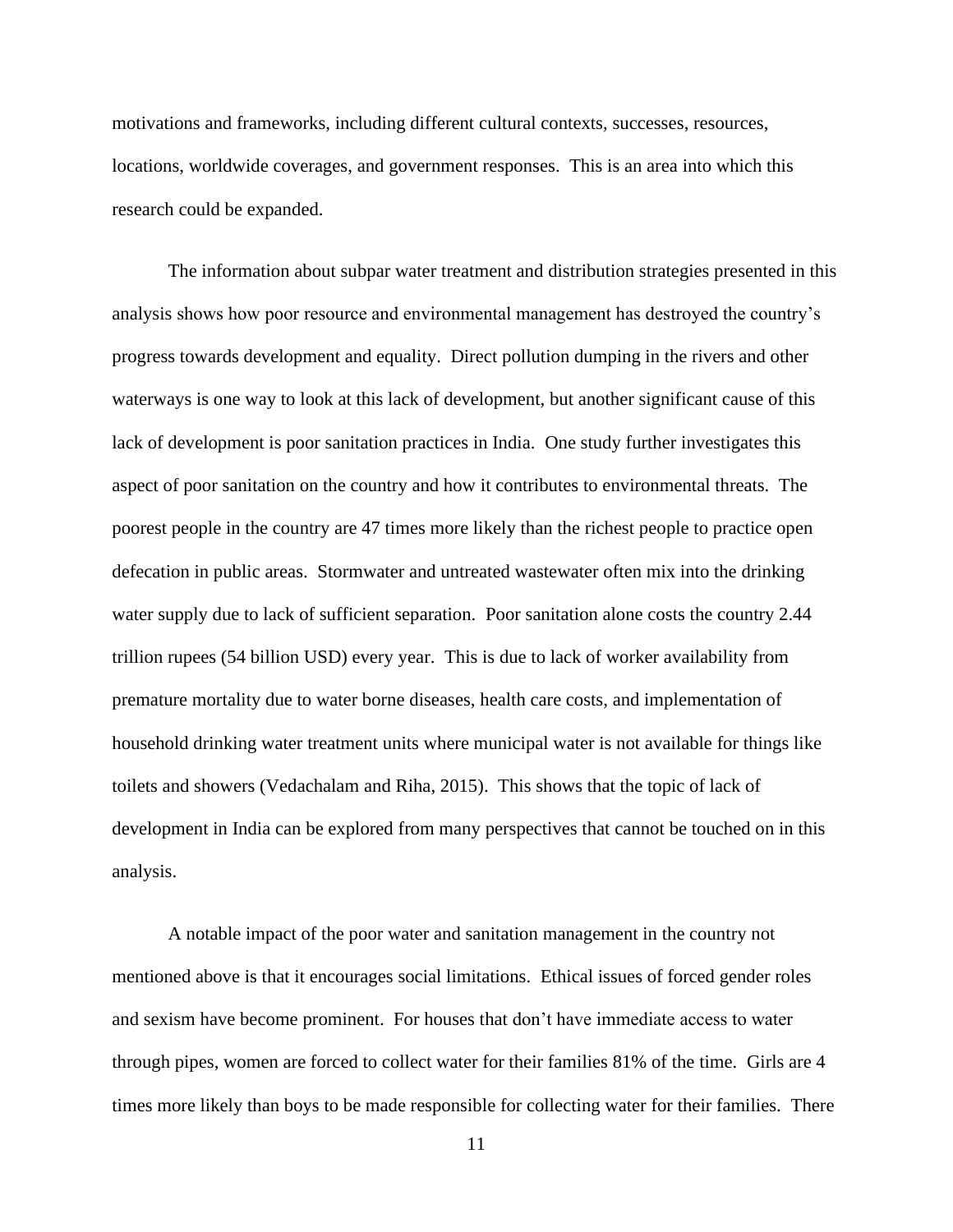motivations and frameworks, including different cultural contexts, successes, resources, locations, worldwide coverages, and government responses. This is an area into which this research could be expanded.

The information about subpar water treatment and distribution strategies presented in this analysis shows how poor resource and environmental management has destroyed the country's progress towards development and equality. Direct pollution dumping in the rivers and other waterways is one way to look at this lack of development, but another significant cause of this lack of development is poor sanitation practices in India. One study further investigates this aspect of poor sanitation on the country and how it contributes to environmental threats. The poorest people in the country are 47 times more likely than the richest people to practice open defecation in public areas. Stormwater and untreated wastewater often mix into the drinking water supply due to lack of sufficient separation. Poor sanitation alone costs the country 2.44 trillion rupees (54 billion USD) every year. This is due to lack of worker availability from premature mortality due to water borne diseases, health care costs, and implementation of household drinking water treatment units where municipal water is not available for things like toilets and showers (Vedachalam and Riha, 2015). This shows that the topic of lack of development in India can be explored from many perspectives that cannot be touched on in this analysis.

A notable impact of the poor water and sanitation management in the country not mentioned above is that it encourages social limitations. Ethical issues of forced gender roles and sexism have become prominent. For houses that don't have immediate access to water through pipes, women are forced to collect water for their families 81% of the time. Girls are 4 times more likely than boys to be made responsible for collecting water for their families. There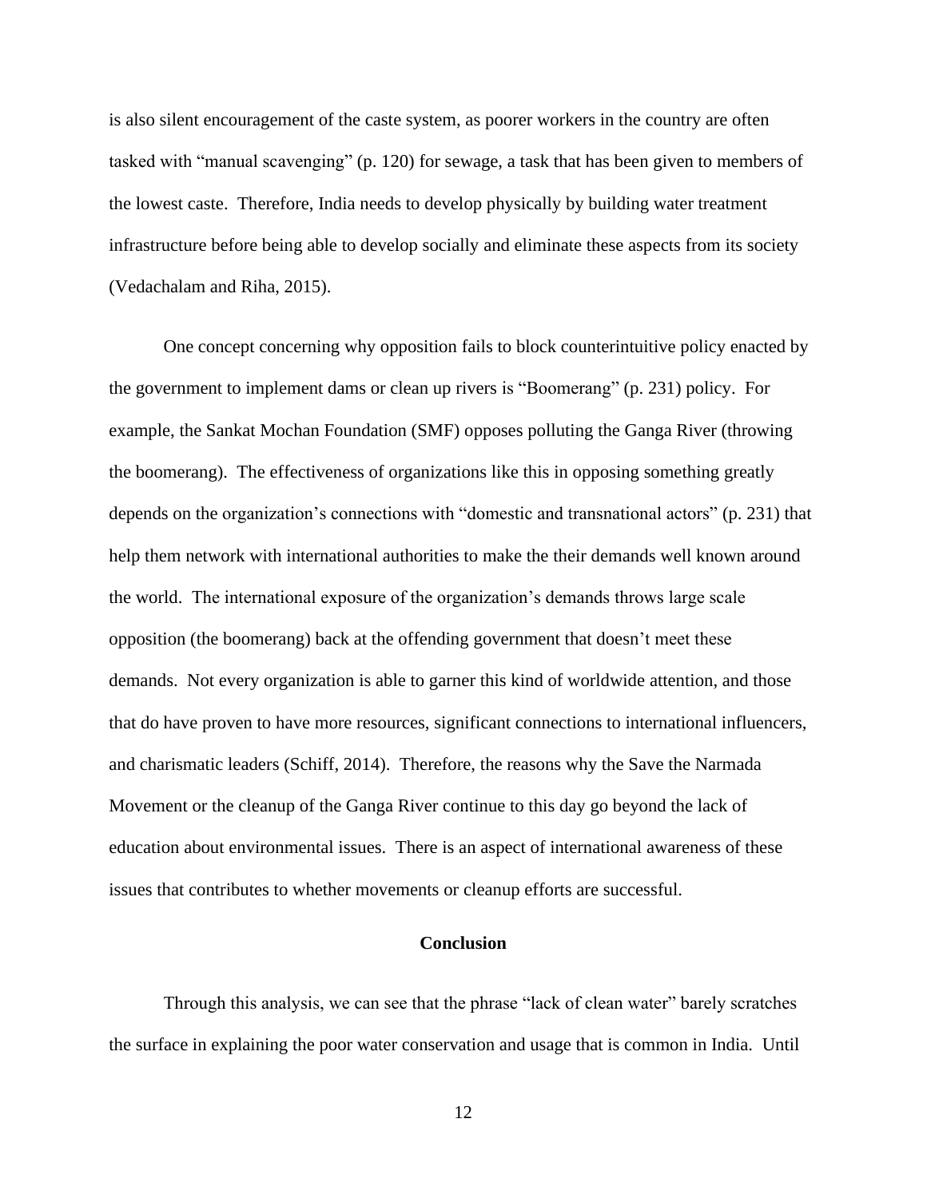is also silent encouragement of the caste system, as poorer workers in the country are often tasked with "manual scavenging" (p. 120) for sewage, a task that has been given to members of the lowest caste. Therefore, India needs to develop physically by building water treatment infrastructure before being able to develop socially and eliminate these aspects from its society (Vedachalam and Riha, 2015).

One concept concerning why opposition fails to block counterintuitive policy enacted by the government to implement dams or clean up rivers is "Boomerang" (p. 231) policy. For example, the Sankat Mochan Foundation (SMF) opposes polluting the Ganga River (throwing the boomerang). The effectiveness of organizations like this in opposing something greatly depends on the organization's connections with "domestic and transnational actors" (p. 231) that help them network with international authorities to make the their demands well known around the world. The international exposure of the organization's demands throws large scale opposition (the boomerang) back at the offending government that doesn't meet these demands. Not every organization is able to garner this kind of worldwide attention, and those that do have proven to have more resources, significant connections to international influencers, and charismatic leaders (Schiff, 2014). Therefore, the reasons why the Save the Narmada Movement or the cleanup of the Ganga River continue to this day go beyond the lack of education about environmental issues. There is an aspect of international awareness of these issues that contributes to whether movements or cleanup efforts are successful.

## Conclusion

Through this analysis, we can see that the phrase "lack of clean water" barely scratches the surface in explaining the poor water conservation and usage that is common in India. Until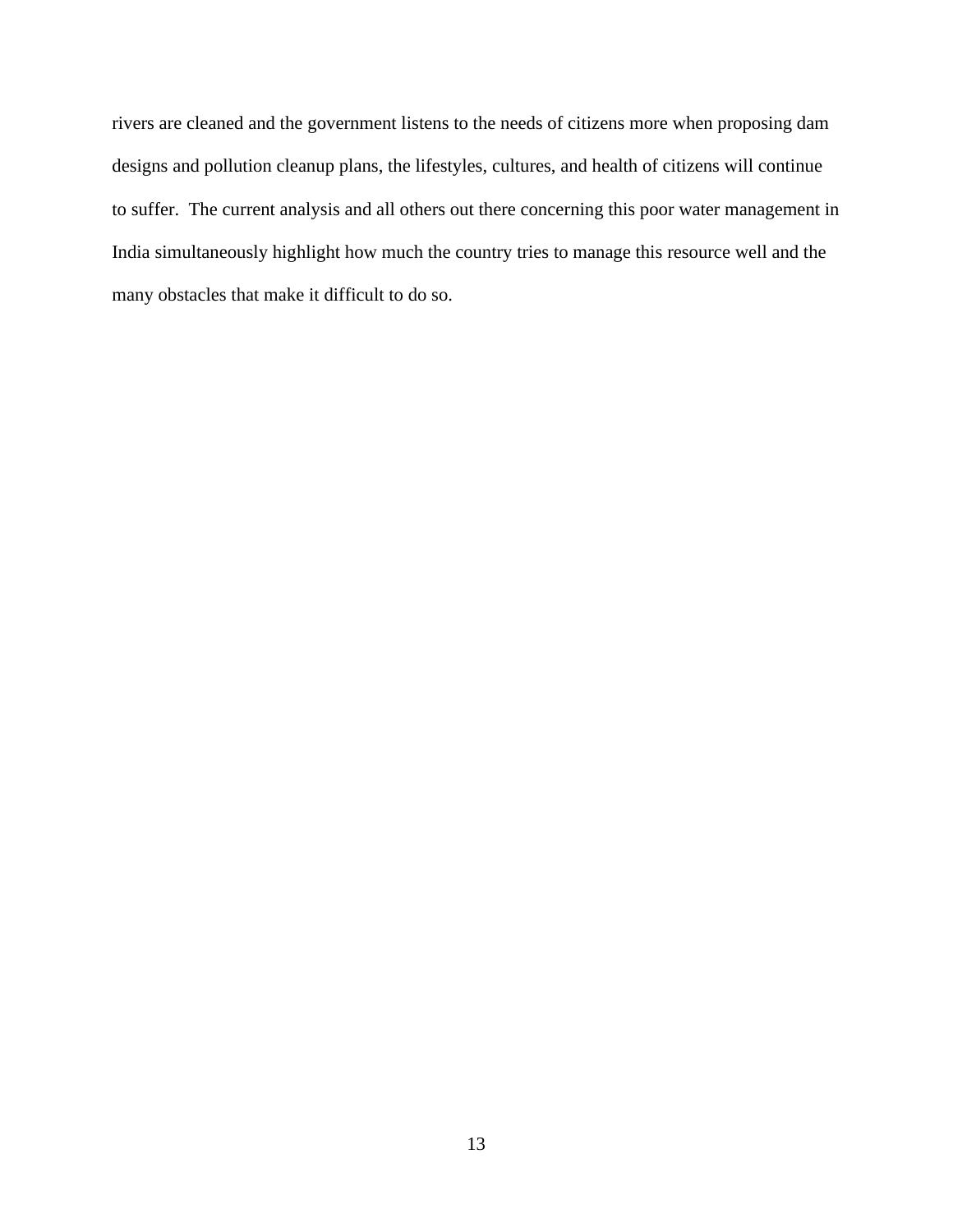rivers are cleaned and the government listens to the needs of citizens more when proposing dam designs and pollution cleanup plans, the lifestyles, cultures, and health of citizens will continue to suffer.  The current analysis and all others out there concerning this poor water management in India simultaneously highlight how much the country tries to manage this resource well and the many obstacles that make it difficult to do so.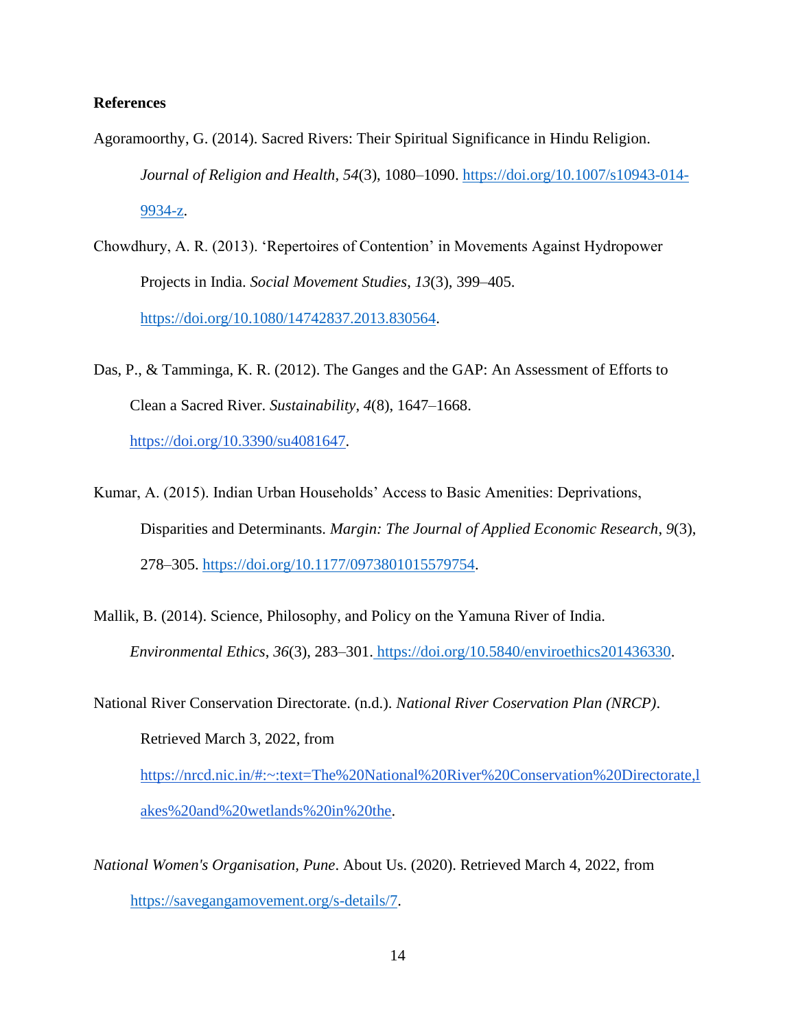**References**

Agoramoorthy, G. (2014). Sacred Rivers: Their Spiritual Significance in Hindu Religion. *Journal of Religion and Health*, *54*(3), 1080–1090. https://doi.org/10.1007/s10943-014-9934-z.

Chowdhury, A. R. (2013). 'Repertoires of Contention' in Movements Against Hydropower Projects in India. *Social Movement Studies*, *13*(3), 399–405. https://doi.org/10.1080/14742837.2013.830564.

Das, P., & Tamminga, K. R. (2012). The Ganges and the GAP: An Assessment of Efforts to Clean a Sacred River. *Sustainability*, *4*(8), 1647–1668. https://doi.org/10.3390/su4081647.

Kumar, A. (2015). Indian Urban Households' Access to Basic Amenities: Deprivations, Disparities and Determinants. *Margin: The Journal of Applied Economic Research*, *9*(3), 278–305. https://doi.org/10.1177/0973801015579754.

Mallik, B. (2014). Science, Philosophy, and Policy on the Yamuna River of India. *Environmental Ethics*, *36*(3), 283–301. https://doi.org/10.5840/enviroethics201436330.

National River Conservation Directorate. (n.d.). *National River Coservation Plan (NRCP)*. Retrieved March 3, 2022, from https://nrcd.nic.in/#:~:text=The%20National%20River%20Conservation%20Directorate,lakes%20and%20wetlands%20in%20the.

*National Women's Organisation, Pune*. About Us. (2020). Retrieved March 4, 2022, from https://savegangamovement.org/s-details/7.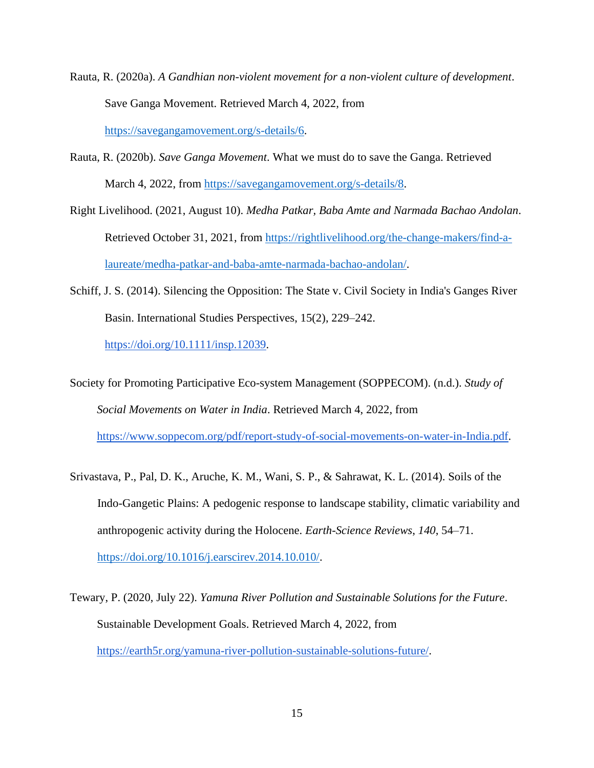Rauta, R. (2020a). *A Gandhian non-violent movement for a non-violent culture of development*. Save Ganga Movement. Retrieved March 4, 2022, from https://savegangamovement.org/s-details/6.

Rauta, R. (2020b). *Save Ganga Movement*. What we must do to save the Ganga. Retrieved March 4, 2022, from https://savegangamovement.org/s-details/8.

Right Livelihood. (2021, August 10). *Medha Patkar, Baba Amte and Narmada Bachao Andolan*. Retrieved October 31, 2021, from https://rightlivelihood.org/the-change-makers/find-a-laureate/medha-patkar-and-baba-amte-narmada-bachao-andolan/.

Schiff, J. S. (2014). Silencing the Opposition: The State v. Civil Society in India's Ganges River Basin. International Studies Perspectives, 15(2), 229–242. https://doi.org/10.1111/insp.12039.

Society for Promoting Participative Eco-system Management (SOPPECOM). (n.d.). *Study of Social Movements on Water in India*. Retrieved March 4, 2022, from https://www.soppecom.org/pdf/report-study-of-social-movements-on-water-in-India.pdf.

Srivastava, P., Pal, D. K., Aruche, K. M., Wani, S. P., & Sahrawat, K. L. (2014). Soils of the Indo-Gangetic Plains: A pedogenic response to landscape stability, climatic variability and anthropogenic activity during the Holocene. *Earth-Science Reviews*, *140*, 54–71. https://doi.org/10.1016/j.earscirev.2014.10.010/.

Tewary, P. (2020, July 22). *Yamuna River Pollution and Sustainable Solutions for the Future*. Sustainable Development Goals. Retrieved March 4, 2022, from https://earth5r.org/yamuna-river-pollution-sustainable-solutions-future/.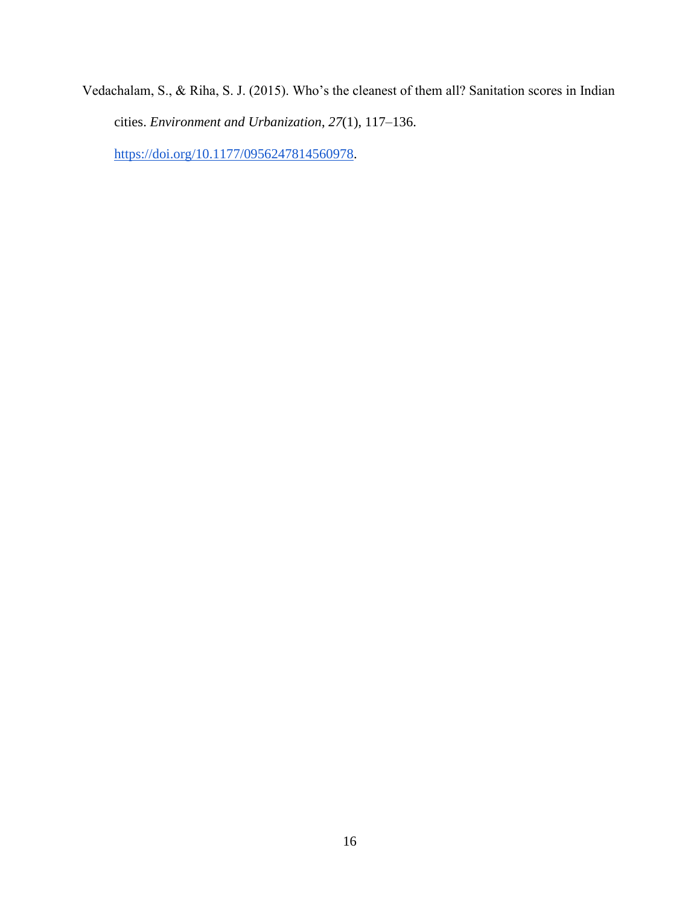Vedachalam, S., & Riha, S. J. (2015). Who's the cleanest of them all? Sanitation scores in Indian cities. *Environment and Urbanization*, *27*(1), 117–136. https://doi.org/10.1177/0956247814560978.